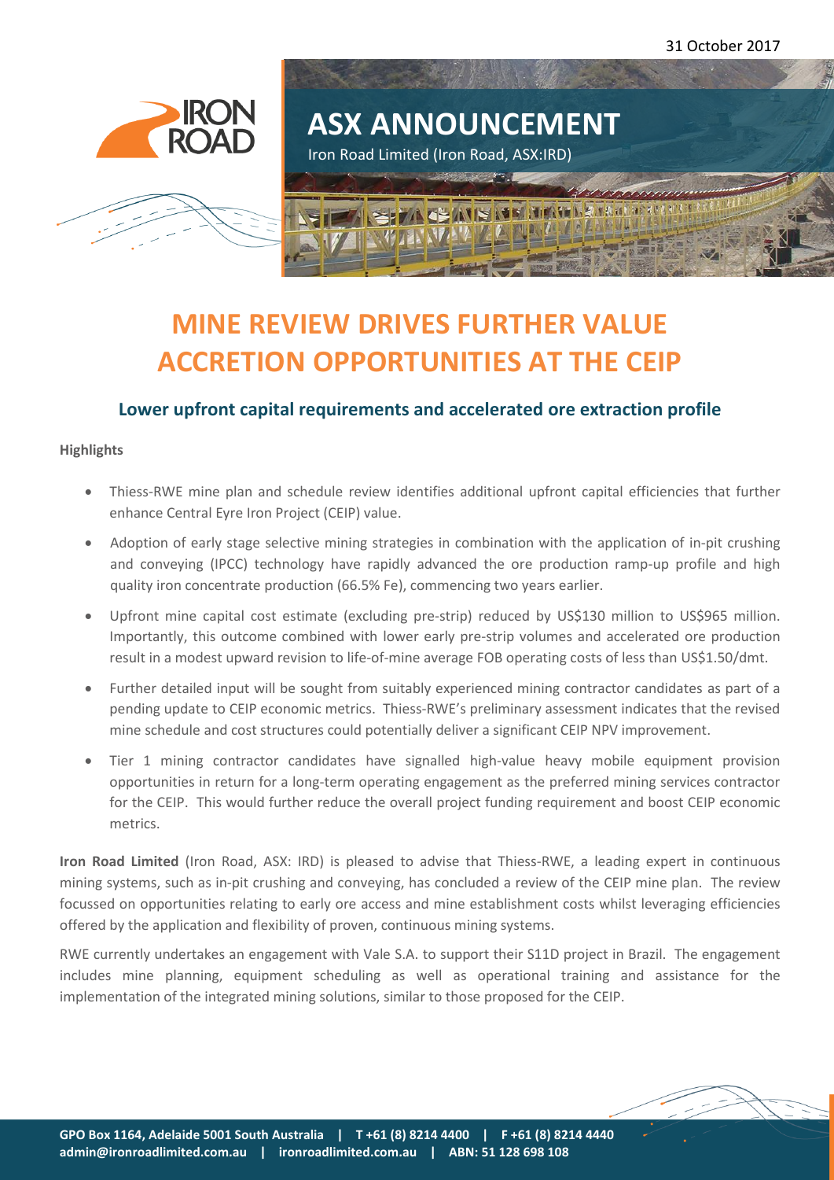31 October 2017

# ASX ANNOUNCEMENT

Iron Road Limited (Iron Road, ASX:IRD)

# MINE REVIEW DRIVES FURTHER VALUE ACCRETION OPPORTUNITIES AT THE CEIP

## Lower upfront capital requirements and accelerated ore extraction profile

**Highlights**

- Thiess-RWE mine plan and schedule review identifies additional upfront capital efficiencies that further enhance Central Eyre Iron Project (CEIP) value.
- Adoption of early stage selective mining strategies in combination with the application of in-pit crushing and conveying (IPCC) technology have rapidly advanced the ore production ramp-up profile and high quality iron concentrate production (66.5% Fe), commencing two years earlier.
- Upfront mine capital cost estimate (excluding pre-strip) reduced by US$130 million to US$965 million. Importantly, this outcome combined with lower early pre-strip volumes and accelerated ore production result in a modest upward revision to life-of-mine average FOB operating costs of less than US$1.50/dmt.
- Further detailed input will be sought from suitably experienced mining contractor candidates as part of a pending update to CEIP economic metrics. Thiess-RWE's preliminary assessment indicates that the revised mine schedule and cost structures could potentially deliver a significant CEIP NPV improvement.
- Tier 1 mining contractor candidates have signalled high-value heavy mobile equipment provision opportunities in return for a long-term operating engagement as the preferred mining services contractor for the CEIP. This would further reduce the overall project funding requirement and boost CEIP economic metrics.

**Iron Road Limited** (Iron Road, ASX: IRD) is pleased to advise that Thiess-RWE, a leading expert in continuous mining systems, such as in-pit crushing and conveying, has concluded a review of the CEIP mine plan. The review focussed on opportunities relating to early ore access and mine establishment costs whilst leveraging efficiencies offered by the application and flexibility of proven, continuous mining systems.

RWE currently undertakes an engagement with Vale S.A. to support their S11D project in Brazil. The engagement includes mine planning, equipment scheduling as well as operational training and assistance for the implementation of the integrated mining solutions, similar to those proposed for the CEIP.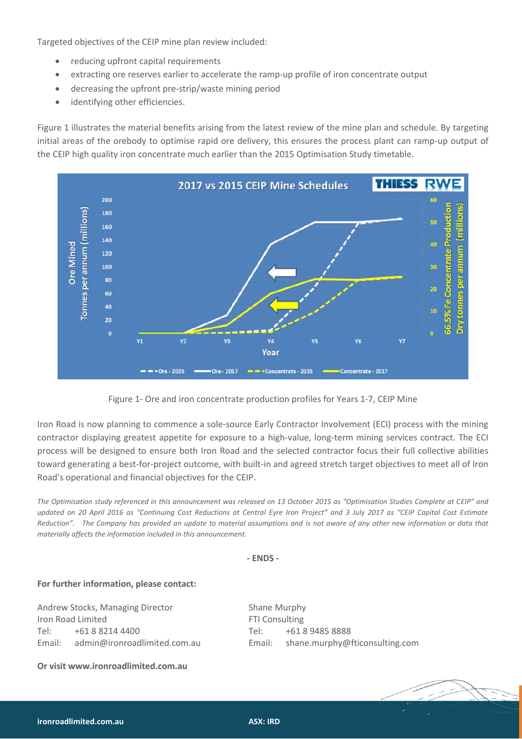Targeted objectives of the CEIP mine plan review included:

- reducing upfront capital requirements
- extracting ore reserves earlier to accelerate the ramp-up profile of iron concentrate output
- decreasing the upfront pre-strip/waste mining period
- identifying other efficiencies.

Figure 1 illustrates the material benefits arising from the latest review of the mine plan and schedule. By targeting initial areas of the orebody to optimise rapid ore delivery, this ensures the process plant can ramp-up output of the CEIP high quality iron concentrate much earlier than the 2015 Optimisation Study timetable.

Figure 1- Ore and iron concentrate production profiles for Years 1-7, CEIP Mine

Iron Road is now planning to commence a sole-source Early Contractor Involvement (ECI) process with the mining contractor displaying greatest appetite for exposure to a high-value, long-term mining services contract. The ECI process will be designed to ensure both Iron Road and the selected contractor focus their full collective abilities toward generating a best-for-project outcome, with built-in and agreed stretch target objectives to meet all of Iron Road's operational and financial objectives for the CEIP.

*The Optimisation study referenced in this announcement was released on 13 October 2015 as "Optimisation Studies Complete at CEIP" and updated on 20 April 2016 as "Continuing Cost Reductions at Central Eyre Iron Project" and 3 July 2017 as "CEIP Capital Cost Estimate Reduction". The Company has provided an update to material assumptions and is not aware of any other new information or data that materially affects the information included in this announcement.*

**- ENDS -**

**For further information, please contact:**

Andrew Stocks, Managing Director
Iron Road Limited
Tel: +61 8 8214 4400
Email: admin@ironroadlimited.com.au

Shane Murphy
FTI Consulting
Tel: +61 8 9485 8888
Email: shane.murphy@fticonsulting.com

**Or visit www.ironroadlimited.com.au**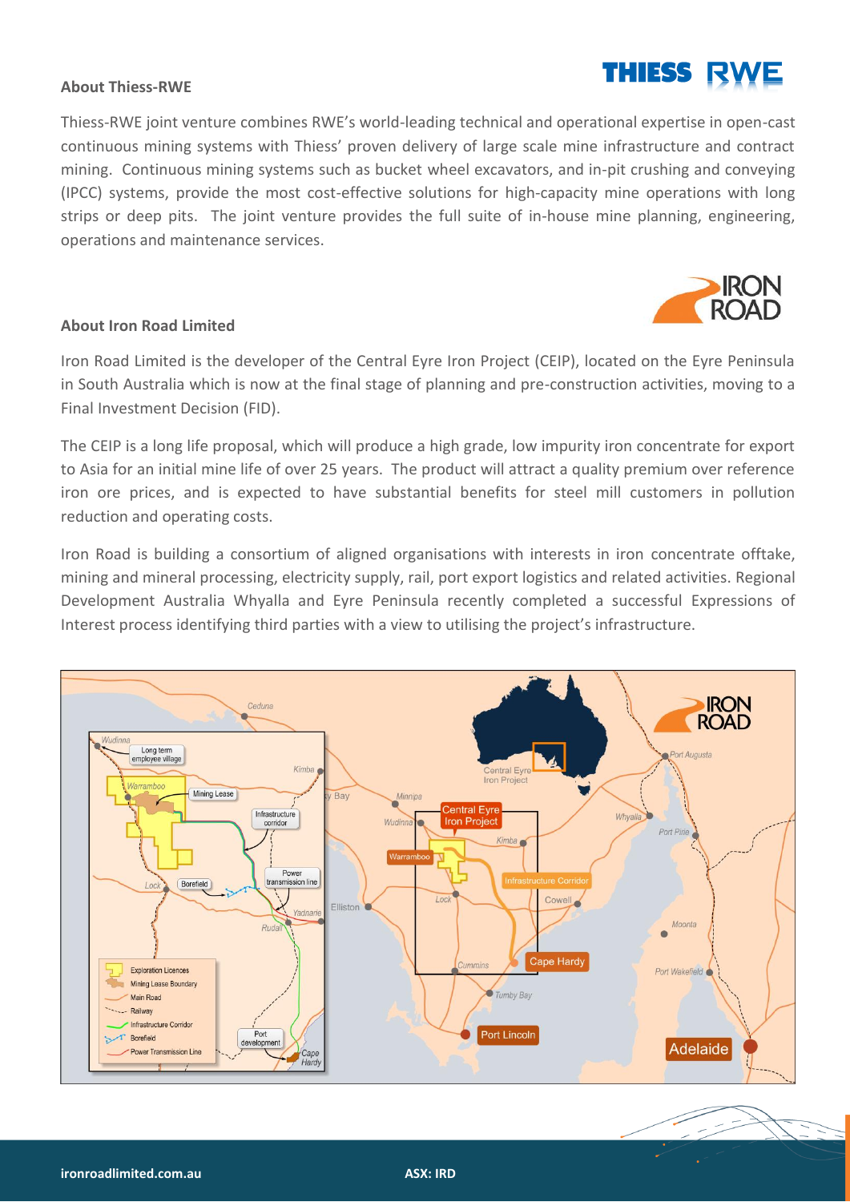## About Thiess-RWE

Thiess-RWE joint venture combines RWE's world-leading technical and operational expertise in open-cast continuous mining systems with Thiess' proven delivery of large scale mine infrastructure and contract mining. Continuous mining systems such as bucket wheel excavators, and in-pit crushing and conveying (IPCC) systems, provide the most cost-effective solutions for high-capacity mine operations with long strips or deep pits. The joint venture provides the full suite of in-house mine planning, engineering, operations and maintenance services.

## About Iron Road Limited

Iron Road Limited is the developer of the Central Eyre Iron Project (CEIP), located on the Eyre Peninsula in South Australia which is now at the final stage of planning and pre-construction activities, moving to a Final Investment Decision (FID).

The CEIP is a long life proposal, which will produce a high grade, low impurity iron concentrate for export to Asia for an initial mine life of over 25 years. The product will attract a quality premium over reference iron ore prices, and is expected to have substantial benefits for steel mill customers in pollution reduction and operating costs.

Iron Road is building a consortium of aligned organisations with interests in iron concentrate offtake, mining and mineral processing, electricity supply, rail, port export logistics and related activities. Regional Development Australia Whyalla and Eyre Peninsula recently completed a successful Expressions of Interest process identifying third parties with a view to utilising the project's infrastructure.